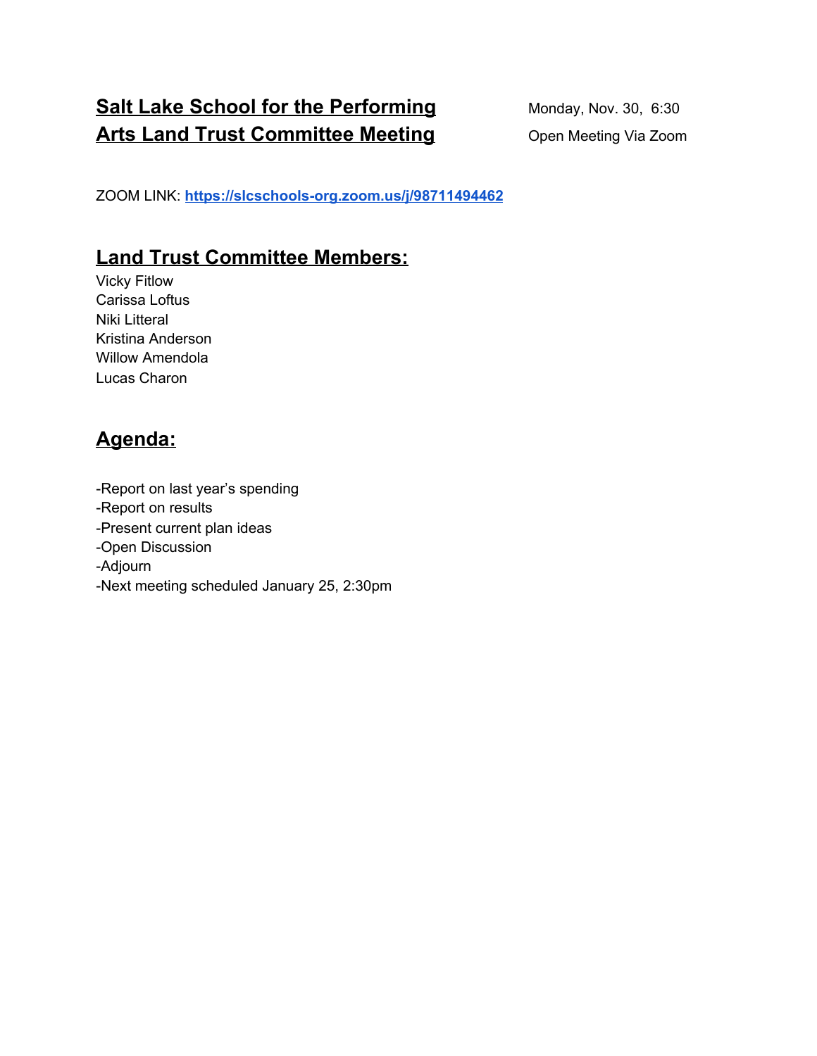# **Salt Lake School for the Performing Arts Land Trust Committee Meeting**

Monday, Nov. 30, 6:30

Open Meeting Via Zoom

ZOOM LINK: **https://slcschools-org.zoom.us/j/98711494462**

## **Land Trust Committee Members:**

Vicky Fitlow
Carissa Loftus
Niki Litteral
Kristina Anderson
Willow Amendola
Lucas Charon

## **Agenda:**

-Report on last year's spending
-Report on results
-Present current plan ideas
-Open Discussion
-Adjourn
-Next meeting scheduled January 25, 2:30pm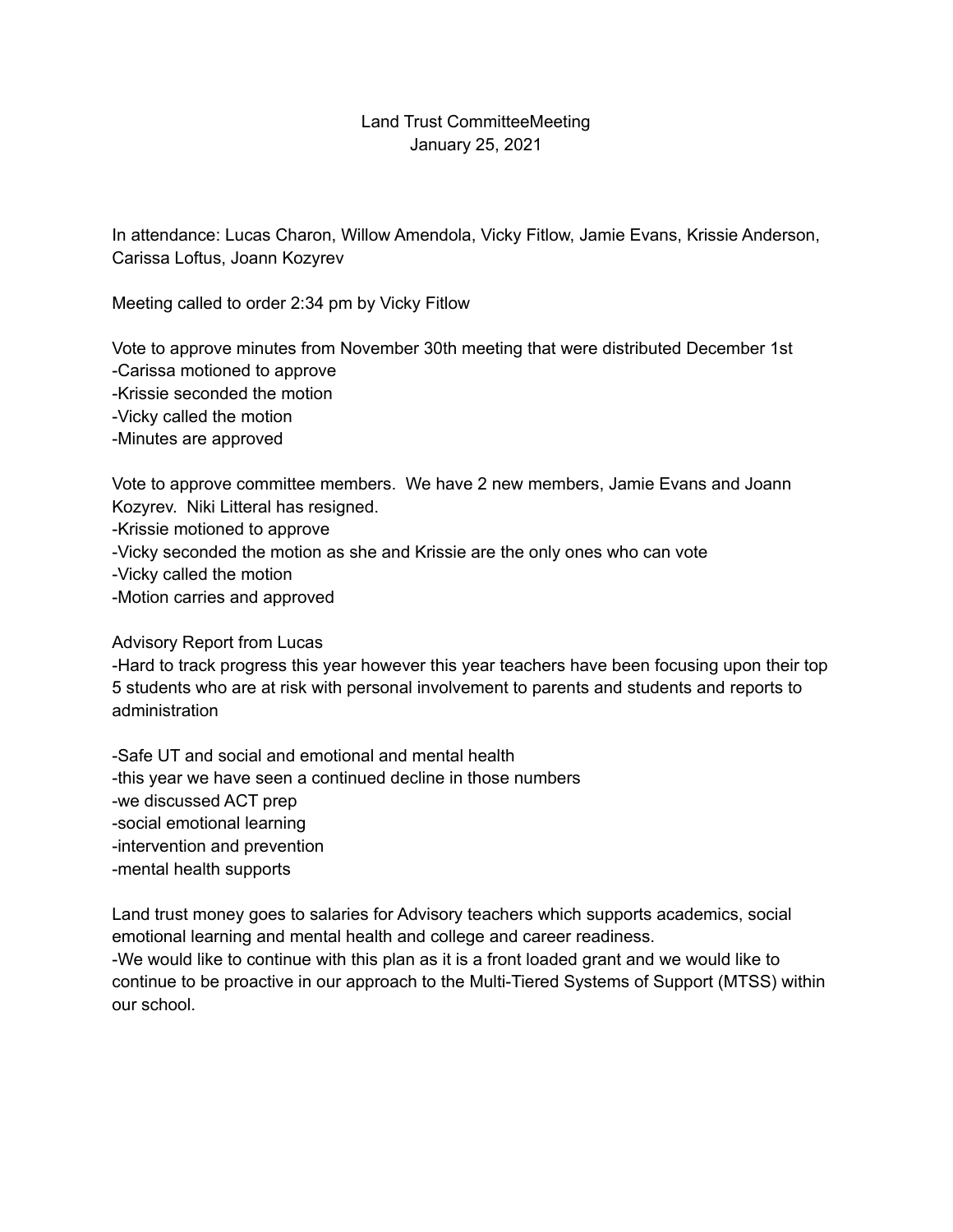# Land Trust CommitteeMeeting
January 25, 2021

In attendance: Lucas Charon, Willow Amendola, Vicky Fitlow, Jamie Evans, Krissie Anderson, Carissa Loftus, Joann Kozyrev

Meeting called to order 2:34 pm by Vicky Fitlow

Vote to approve minutes from November 30th meeting that were distributed December 1st
-Carissa motioned to approve
-Krissie seconded the motion
-Vicky called the motion
-Minutes are approved

Vote to approve committee members. We have 2 new members, Jamie Evans and Joann Kozyrev. Niki Litteral has resigned.
-Krissie motioned to approve
-Vicky seconded the motion as she and Krissie are the only ones who can vote
-Vicky called the motion
-Motion carries and approved

Advisory Report from Lucas
-Hard to track progress this year however this year teachers have been focusing upon their top 5 students who are at risk with personal involvement to parents and students and reports to administration

-Safe UT and social and emotional and mental health
-this year we have seen a continued decline in those numbers
-we discussed ACT prep
-social emotional learning
-intervention and prevention
-mental health supports

Land trust money goes to salaries for Advisory teachers which supports academics, social emotional learning and mental health and college and career readiness.
-We would like to continue with this plan as it is a front loaded grant and we would like to continue to be proactive in our approach to the Multi-Tiered Systems of Support (MTSS) within our school.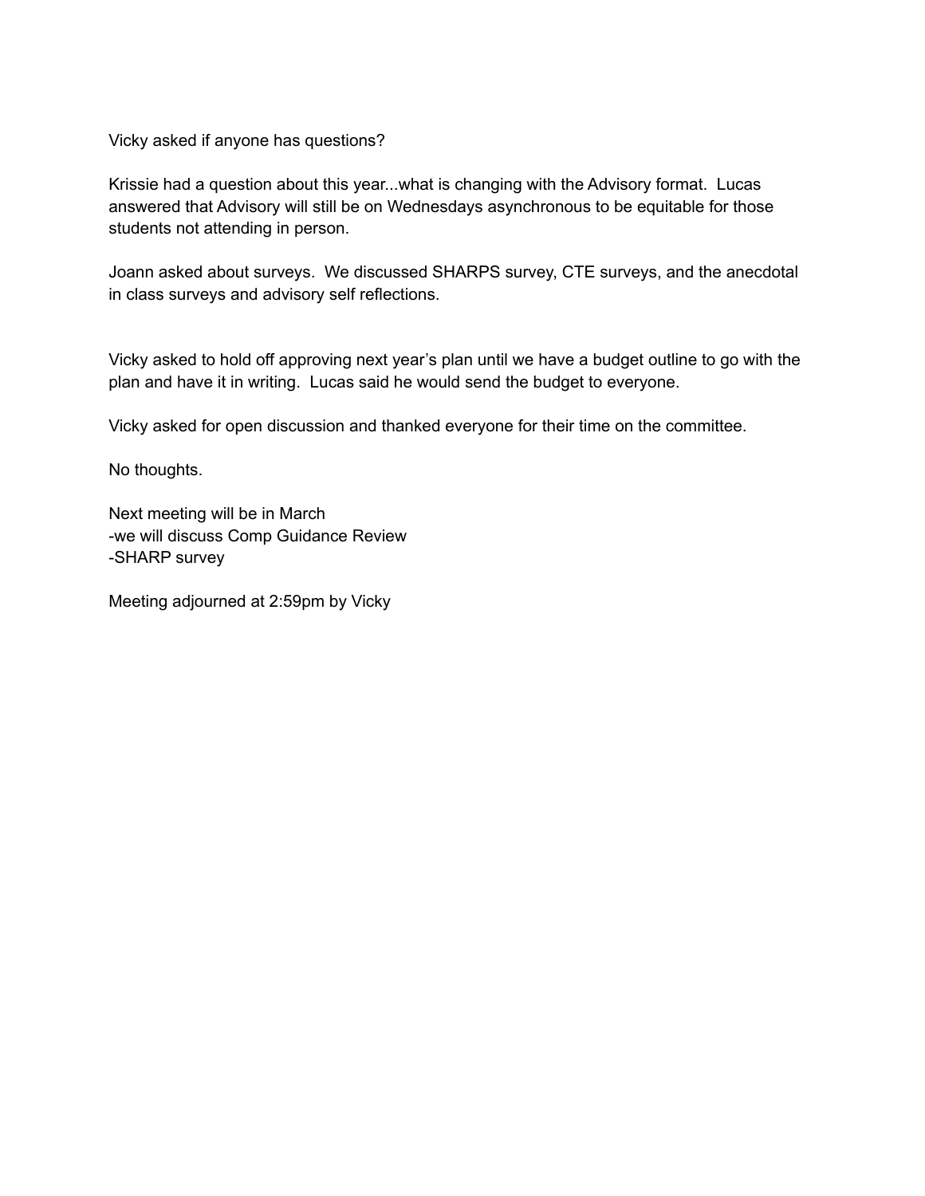Vicky asked if anyone has questions?

Krissie had a question about this year...what is changing with the Advisory format. Lucas answered that Advisory will still be on Wednesdays asynchronous to be equitable for those students not attending in person.

Joann asked about surveys. We discussed SHARPS survey, CTE surveys, and the anecdotal in class surveys and advisory self reflections.

Vicky asked to hold off approving next year's plan until we have a budget outline to go with the plan and have it in writing. Lucas said he would send the budget to everyone.

Vicky asked for open discussion and thanked everyone for their time on the committee.

No thoughts.

Next meeting will be in March
-we will discuss Comp Guidance Review
-SHARP survey

Meeting adjourned at 2:59pm by Vicky